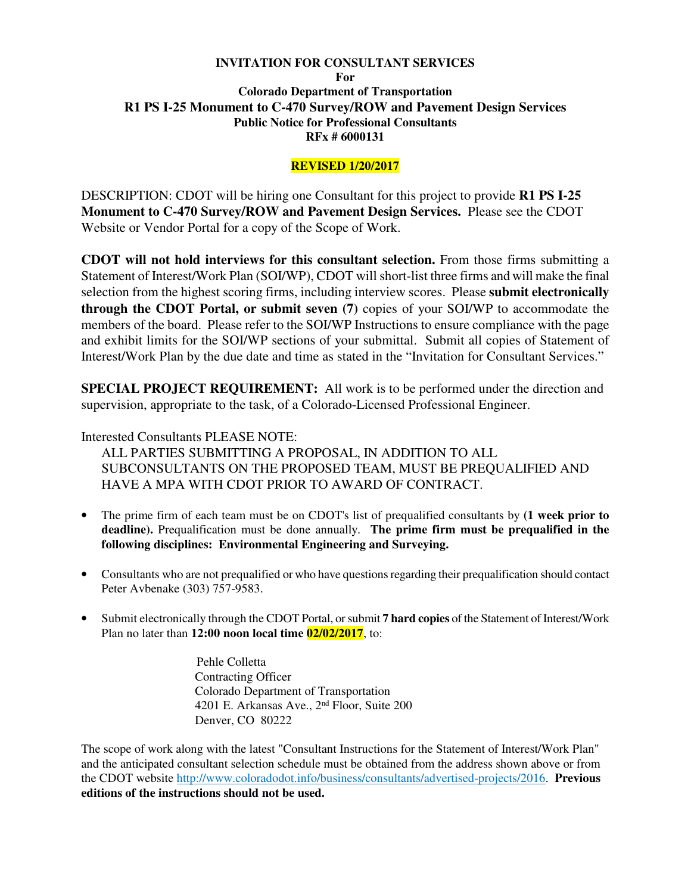**INVITATION FOR CONSULTANT SERVICES**
**For**
**Colorado Department of Transportation**
**R1 PS I-25 Monument to C-470 Survey/ROW and Pavement Design Services**
**Public Notice for Professional Consultants**
**RFx # 6000131**

**REVISED 1/20/2017**

DESCRIPTION: CDOT will be hiring one Consultant for this project to provide **R1 PS I-25 Monument to C-470 Survey/ROW and Pavement Design Services.** Please see the CDOT Website or Vendor Portal for a copy of the Scope of Work.

**CDOT will not hold interviews for this consultant selection.** From those firms submitting a Statement of Interest/Work Plan (SOI/WP), CDOT will short-list three firms and will make the final selection from the highest scoring firms, including interview scores. Please **submit electronically through the CDOT Portal, or submit seven (7)** copies of your SOI/WP to accommodate the members of the board. Please refer to the SOI/WP Instructions to ensure compliance with the page and exhibit limits for the SOI/WP sections of your submittal. Submit all copies of Statement of Interest/Work Plan by the due date and time as stated in the "Invitation for Consultant Services."

**SPECIAL PROJECT REQUIREMENT:** All work is to be performed under the direction and supervision, appropriate to the task, of a Colorado-Licensed Professional Engineer.

Interested Consultants PLEASE NOTE:

ALL PARTIES SUBMITTING A PROPOSAL, IN ADDITION TO ALL SUBCONSULTANTS ON THE PROPOSED TEAM, MUST BE PREQUALIFIED AND HAVE A MPA WITH CDOT PRIOR TO AWARD OF CONTRACT.

- The prime firm of each team must be on CDOT's list of prequalified consultants by **(1 week prior to deadline).** Prequalification must be done annually. **The prime firm must be prequalified in the following disciplines: Environmental Engineering and Surveying.**
- Consultants who are not prequalified or who have questions regarding their prequalification should contact Peter Avbenake (303) 757-9583.
- Submit electronically through the CDOT Portal, or submit **7 hard copies** of the Statement of Interest/Work Plan no later than **12:00 noon local time 02/02/2017**, to:

  Pehle Colletta
  Contracting Officer
  Colorado Department of Transportation
  4201 E. Arkansas Ave., 2nd Floor, Suite 200
  Denver, CO 80222

The scope of work along with the latest "Consultant Instructions for the Statement of Interest/Work Plan" and the anticipated consultant selection schedule must be obtained from the address shown above or from the CDOT website http://www.coloradodot.info/business/consultants/advertised-projects/2016. **Previous editions of the instructions should not be used.**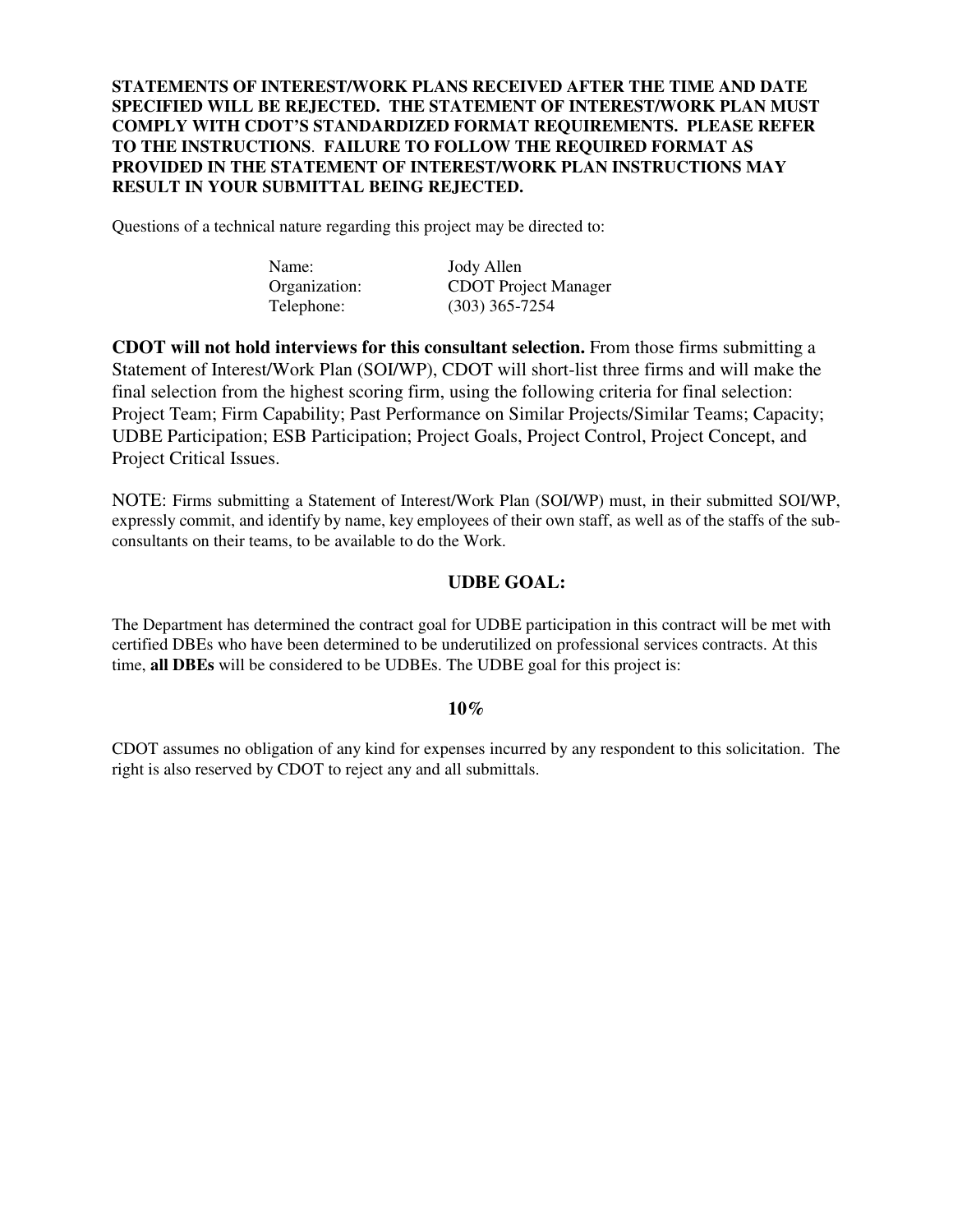**STATEMENTS OF INTEREST/WORK PLANS RECEIVED AFTER THE TIME AND DATE SPECIFIED WILL BE REJECTED. THE STATEMENT OF INTEREST/WORK PLAN MUST COMPLY WITH CDOT'S STANDARDIZED FORMAT REQUIREMENTS. PLEASE REFER TO THE INSTRUCTIONS. FAILURE TO FOLLOW THE REQUIRED FORMAT AS PROVIDED IN THE STATEMENT OF INTEREST/WORK PLAN INSTRUCTIONS MAY RESULT IN YOUR SUBMITTAL BEING REJECTED.**

Questions of a technical nature regarding this project may be directed to:

Name: Jody Allen
Organization: CDOT Project Manager
Telephone: (303) 365-7254

**CDOT will not hold interviews for this consultant selection.** From those firms submitting a Statement of Interest/Work Plan (SOI/WP), CDOT will short-list three firms and will make the final selection from the highest scoring firm, using the following criteria for final selection: Project Team; Firm Capability; Past Performance on Similar Projects/Similar Teams; Capacity; UDBE Participation; ESB Participation; Project Goals, Project Control, Project Concept, and Project Critical Issues.

NOTE: Firms submitting a Statement of Interest/Work Plan (SOI/WP) must, in their submitted SOI/WP, expressly commit, and identify by name, key employees of their own staff, as well as of the staffs of the sub-consultants on their teams, to be available to do the Work.

## UDBE GOAL:

The Department has determined the contract goal for UDBE participation in this contract will be met with certified DBEs who have been determined to be underutilized on professional services contracts. At this time, **all DBEs** will be considered to be UDBEs. The UDBE goal for this project is:

**10%**

CDOT assumes no obligation of any kind for expenses incurred by any respondent to this solicitation. The right is also reserved by CDOT to reject any and all submittals.